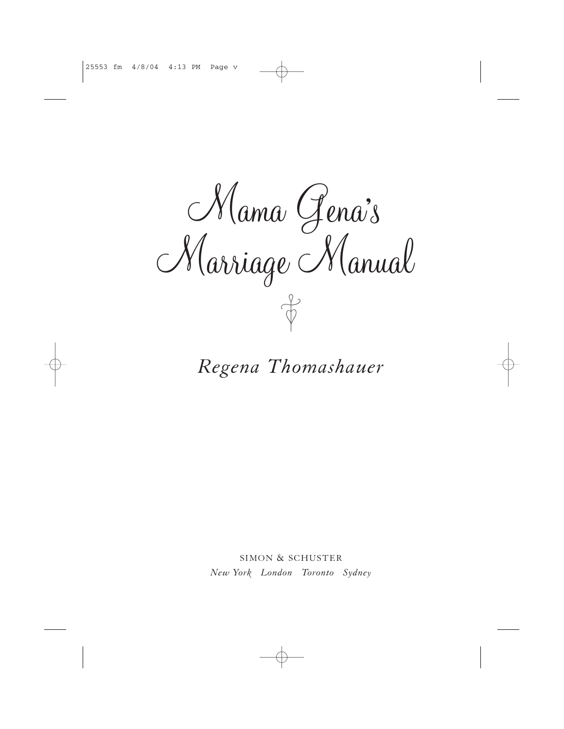# Mama Gena's Marriage Manual

*Regena Thomashauer*

SIMON & SCHUSTER

*New York London Toronto Sydney*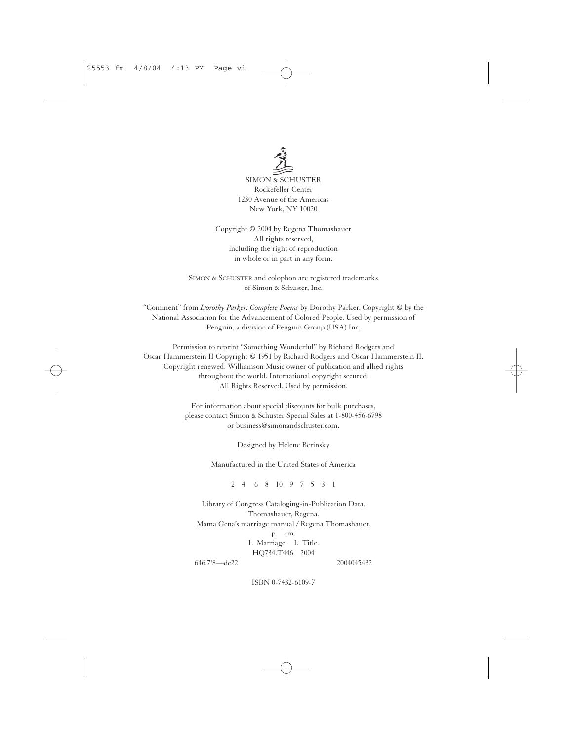SIMON & SCHUSTER
Rockefeller Center
1230 Avenue of the Americas
New York, NY 10020

Copyright © 2004 by Regena Thomashauer
All rights reserved,
including the right of reproduction
in whole or in part in any form.

SIMON & SCHUSTER and colophon are registered trademarks
of Simon & Schuster, Inc.

"Comment" from *Dorothy Parker: Complete Poems* by Dorothy Parker. Copyright © by the National Association for the Advancement of Colored People. Used by permission of Penguin, a division of Penguin Group (USA) Inc.

Permission to reprint "Something Wonderful" by Richard Rodgers and Oscar Hammerstein II Copyright © 1951 by Richard Rodgers and Oscar Hammerstein II. Copyright renewed. Williamson Music owner of publication and allied rights throughout the world. International copyright secured. All Rights Reserved. Used by permission.

For information about special discounts for bulk purchases, please contact Simon & Schuster Special Sales at 1-800-456-6798 or business@simonandschuster.com.

Designed by Helene Berinsky

Manufactured in the United States of America

2 4 6 8 10 9 7 5 3 1

Library of Congress Cataloging-in-Publication Data.
Thomashauer, Regena.
Mama Gena's marriage manual / Regena Thomashauer.
p. cm.
1. Marriage. I. Title.
HQ734.T446 2004
646.7'8—dc22 2004045432

ISBN 0-7432-6109-7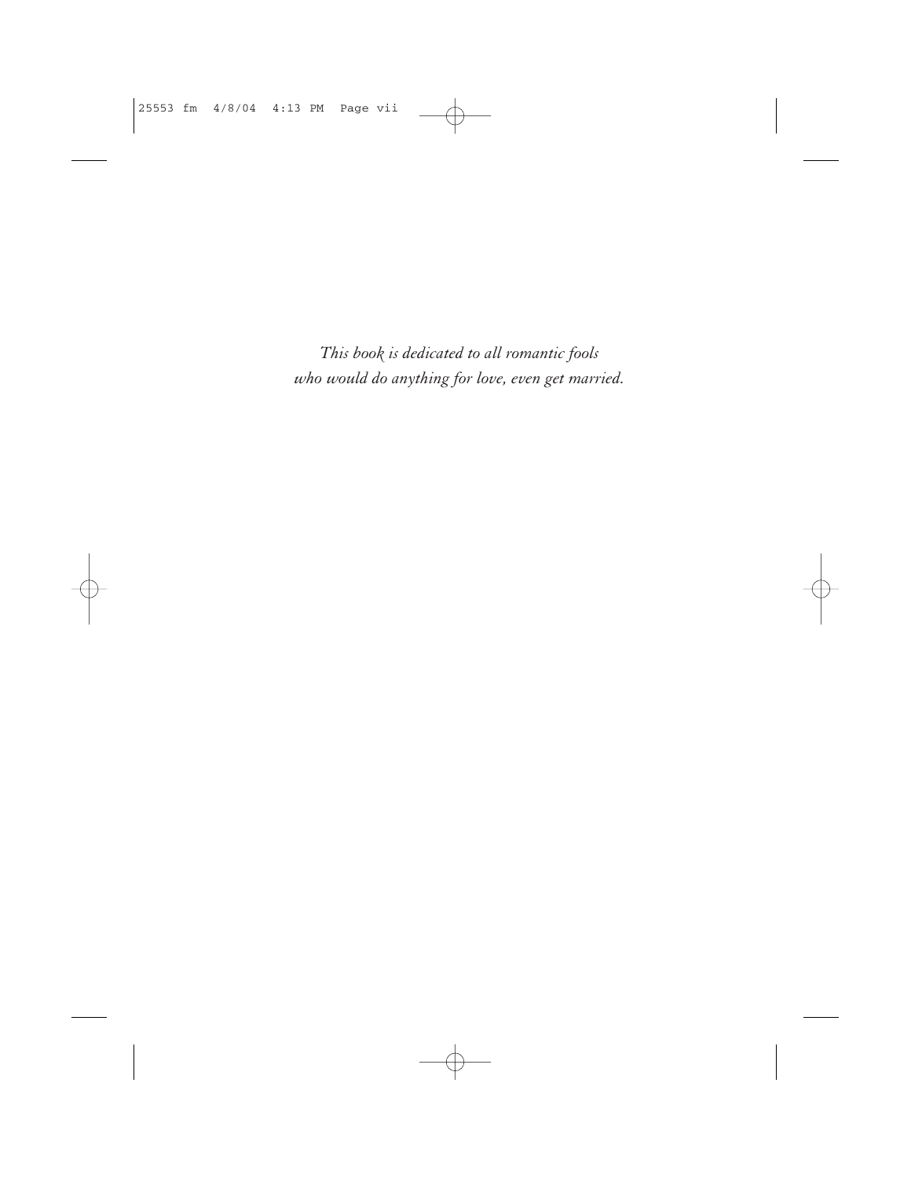*This book is dedicated to all romantic fools who would do anything for love, even get married.*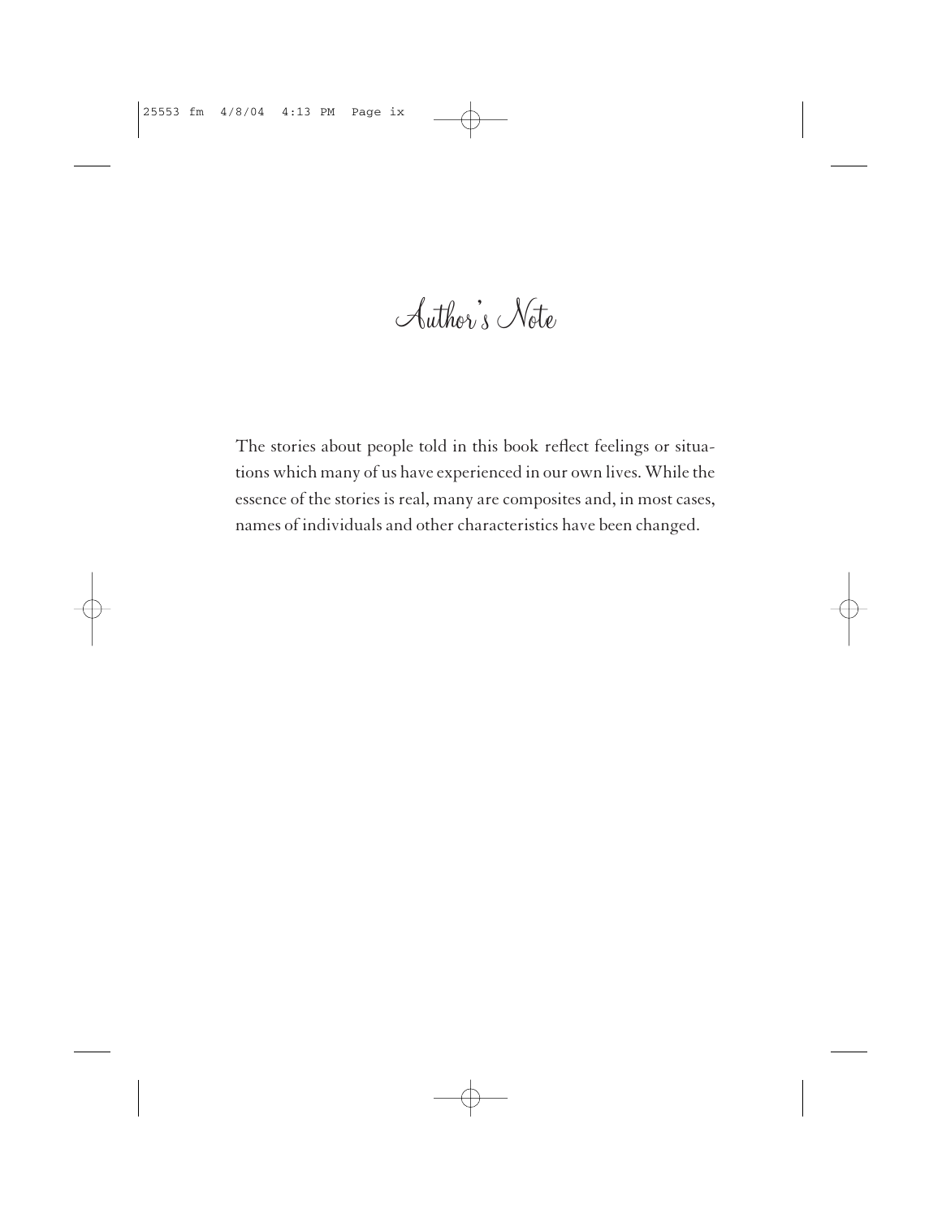# Author's Note

The stories about people told in this book reflect feelings or situations which many of us have experienced in our own lives. While the essence of the stories is real, many are composites and, in most cases, names of individuals and other characteristics have been changed.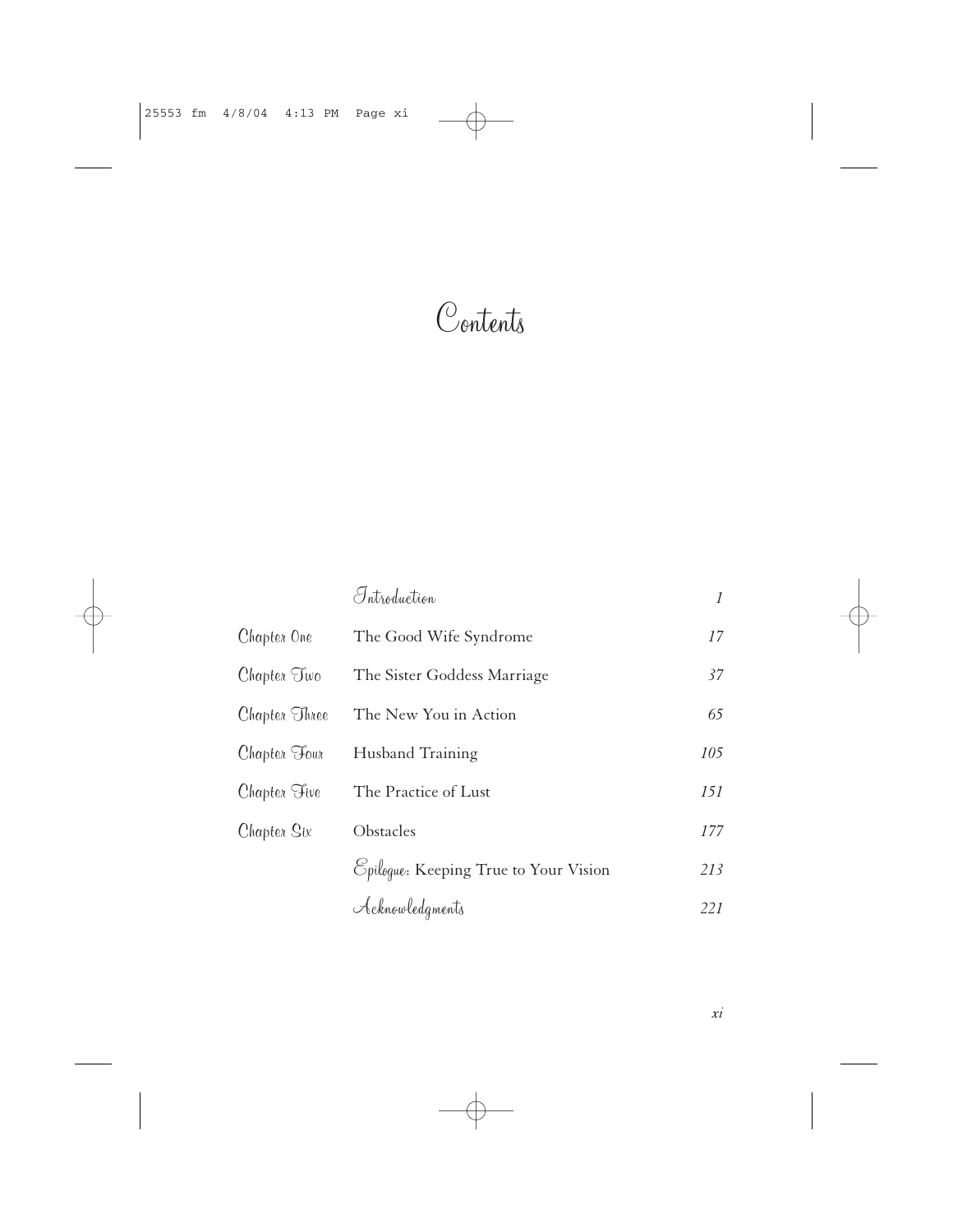# Contents

| | | |
|---|---|---|
| | Introduction | *1* |
| Chapter One | The Good Wife Syndrome | *17* |
| Chapter Two | The Sister Goddess Marriage | *37* |
| Chapter Three | The New You in Action | *65* |
| Chapter Four | Husband Training | *105* |
| Chapter Five | The Practice of Lust | *151* |
| Chapter Six | Obstacles | *177* |
| | Epilogue: Keeping True to Your Vision | *213* |
| | Acknowledgments | *221* |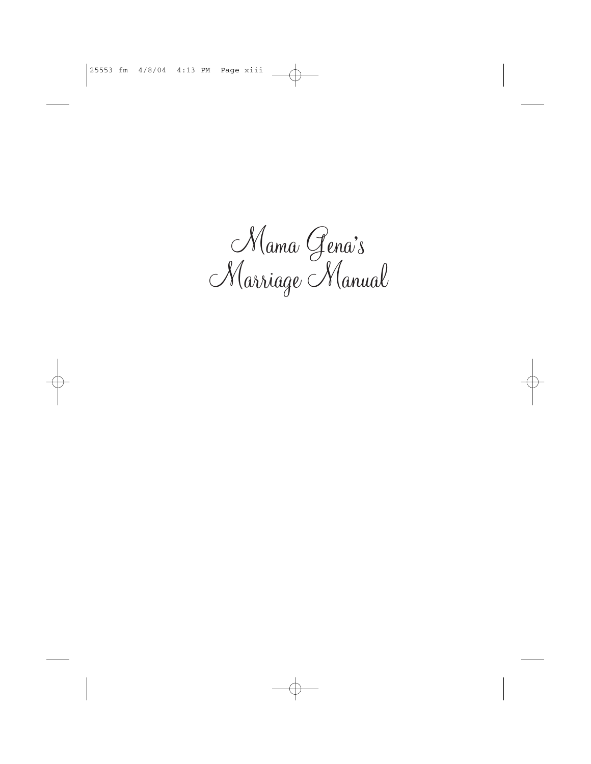# Mama Gena's Marriage Manual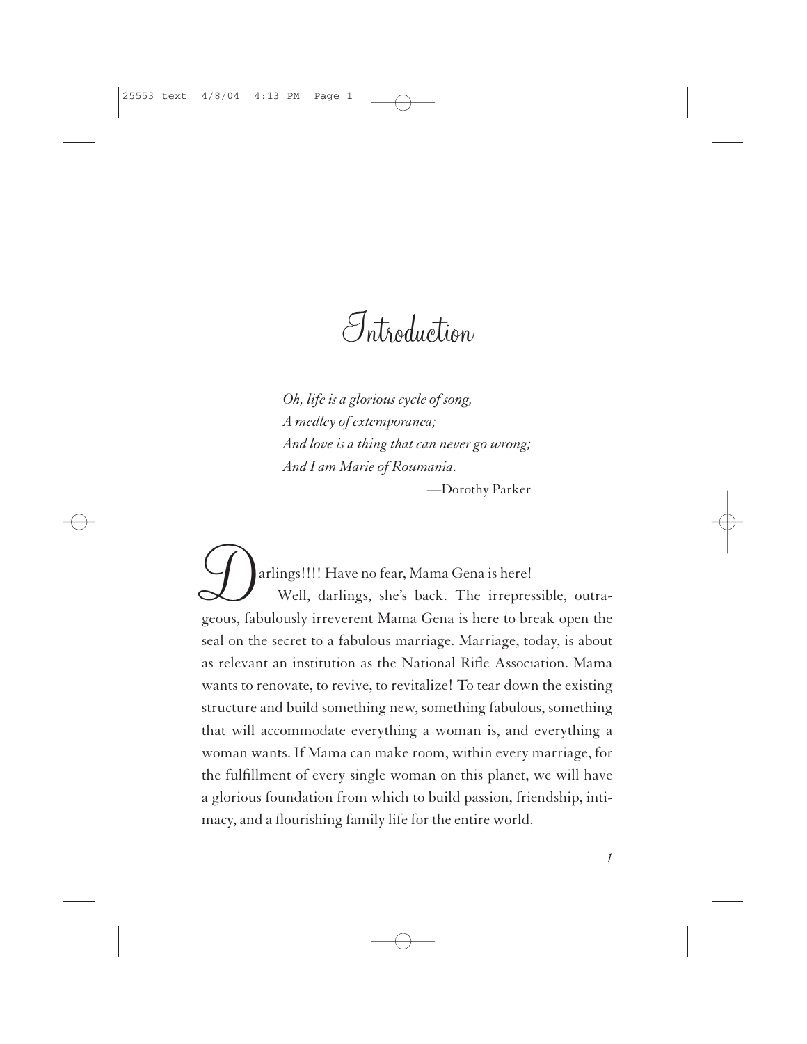# Introduction

*Oh, life is a glorious cycle of song,*
*A medley of extemporanea;*
*And love is a thing that can never go wrong;*
*And I am Marie of Roumania.*

—Dorothy Parker

Darlings!!!! Have no fear, Mama Gena is here!

Well, darlings, she's back. The irrepressible, outrageous, fabulously irreverent Mama Gena is here to break open the seal on the secret to a fabulous marriage. Marriage, today, is about as relevant an institution as the National Rifle Association. Mama wants to renovate, to revive, to revitalize! To tear down the existing structure and build something new, something fabulous, something that will accommodate everything a woman is, and everything a woman wants. If Mama can make room, within every marriage, for the fulfillment of every single woman on this planet, we will have a glorious foundation from which to build passion, friendship, intimacy, and a flourishing family life for the entire world.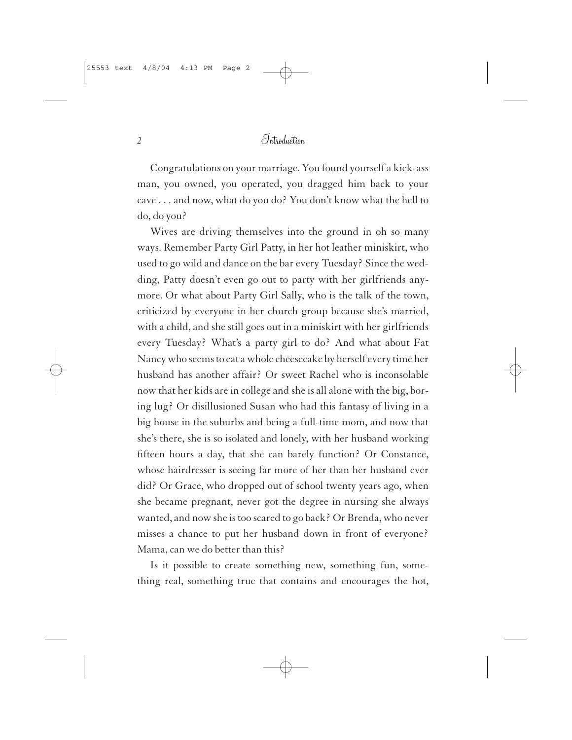Congratulations on your marriage. You found yourself a kick-ass man, you owned, you operated, you dragged him back to your cave . . . and now, what do you do? You don't know what the hell to do, do you?

Wives are driving themselves into the ground in oh so many ways. Remember Party Girl Patty, in her hot leather miniskirt, who used to go wild and dance on the bar every Tuesday? Since the wedding, Patty doesn't even go out to party with her girlfriends anymore. Or what about Party Girl Sally, who is the talk of the town, criticized by everyone in her church group because she's married, with a child, and she still goes out in a miniskirt with her girlfriends every Tuesday? What's a party girl to do? And what about Fat Nancy who seems to eat a whole cheesecake by herself every time her husband has another affair? Or sweet Rachel who is inconsolable now that her kids are in college and she is all alone with the big, boring lug? Or disillusioned Susan who had this fantasy of living in a big house in the suburbs and being a full-time mom, and now that she's there, she is so isolated and lonely, with her husband working fifteen hours a day, that she can barely function? Or Constance, whose hairdresser is seeing far more of her than her husband ever did? Or Grace, who dropped out of school twenty years ago, when she became pregnant, never got the degree in nursing she always wanted, and now she is too scared to go back? Or Brenda, who never misses a chance to put her husband down in front of everyone? Mama, can we do better than this?

Is it possible to create something new, something fun, something real, something true that contains and encourages the hot,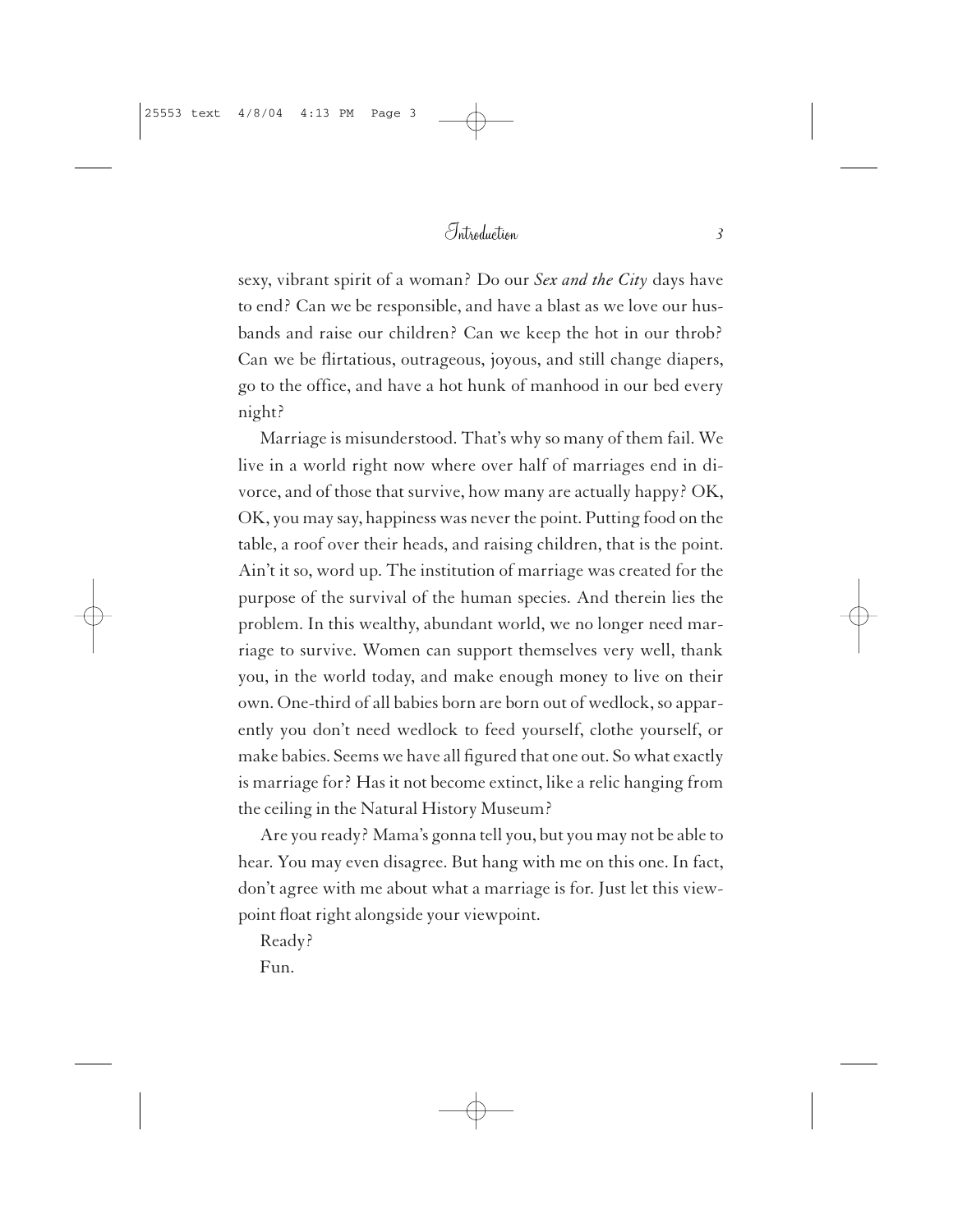sexy, vibrant spirit of a woman? Do our *Sex and the City* days have to end? Can we be responsible, and have a blast as we love our husbands and raise our children? Can we keep the hot in our throb? Can we be flirtatious, outrageous, joyous, and still change diapers, go to the office, and have a hot hunk of manhood in our bed every night?

Marriage is misunderstood. That's why so many of them fail. We live in a world right now where over half of marriages end in divorce, and of those that survive, how many are actually happy? OK, OK, you may say, happiness was never the point. Putting food on the table, a roof over their heads, and raising children, that is the point. Ain't it so, word up. The institution of marriage was created for the purpose of the survival of the human species. And therein lies the problem. In this wealthy, abundant world, we no longer need marriage to survive. Women can support themselves very well, thank you, in the world today, and make enough money to live on their own. One-third of all babies born are born out of wedlock, so apparently you don't need wedlock to feed yourself, clothe yourself, or make babies. Seems we have all figured that one out. So what exactly is marriage for? Has it not become extinct, like a relic hanging from the ceiling in the Natural History Museum?

Are you ready? Mama's gonna tell you, but you may not be able to hear. You may even disagree. But hang with me on this one. In fact, don't agree with me about what a marriage is for. Just let this viewpoint float right alongside your viewpoint.

Ready?

Fun.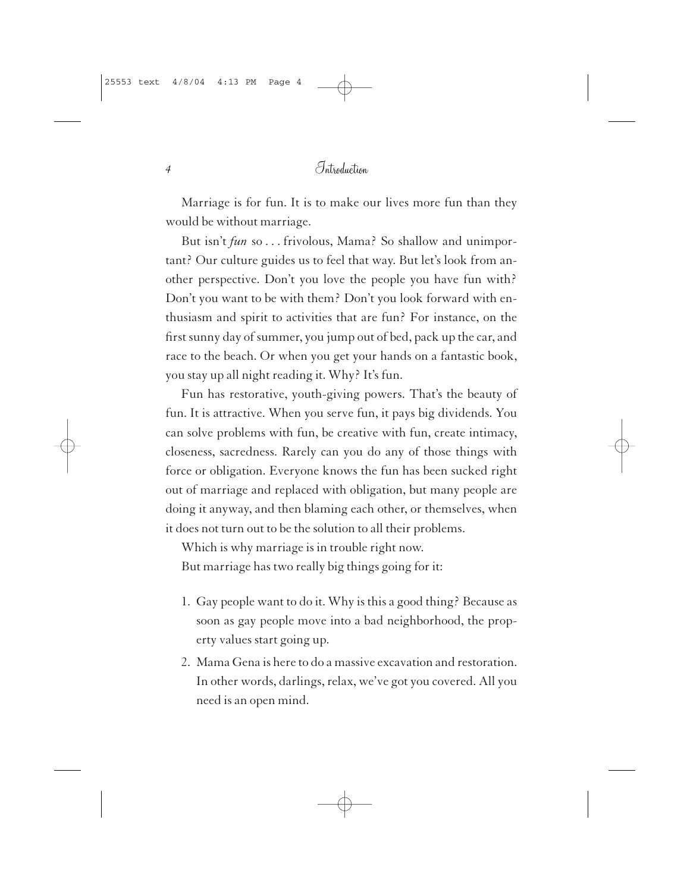Marriage is for fun. It is to make our lives more fun than they would be without marriage.

But isn't *fun* so . . . frivolous, Mama? So shallow and unimportant? Our culture guides us to feel that way. But let's look from another perspective. Don't you love the people you have fun with? Don't you want to be with them? Don't you look forward with enthusiasm and spirit to activities that are fun? For instance, on the first sunny day of summer, you jump out of bed, pack up the car, and race to the beach. Or when you get your hands on a fantastic book, you stay up all night reading it. Why? It's fun.

Fun has restorative, youth-giving powers. That's the beauty of fun. It is attractive. When you serve fun, it pays big dividends. You can solve problems with fun, be creative with fun, create intimacy, closeness, sacredness. Rarely can you do any of those things with force or obligation. Everyone knows the fun has been sucked right out of marriage and replaced with obligation, but many people are doing it anyway, and then blaming each other, or themselves, when it does not turn out to be the solution to all their problems.

Which is why marriage is in trouble right now.

But marriage has two really big things going for it:

1. Gay people want to do it. Why is this a good thing? Because as soon as gay people move into a bad neighborhood, the property values start going up.
2. Mama Gena is here to do a massive excavation and restoration. In other words, darlings, relax, we've got you covered. All you need is an open mind.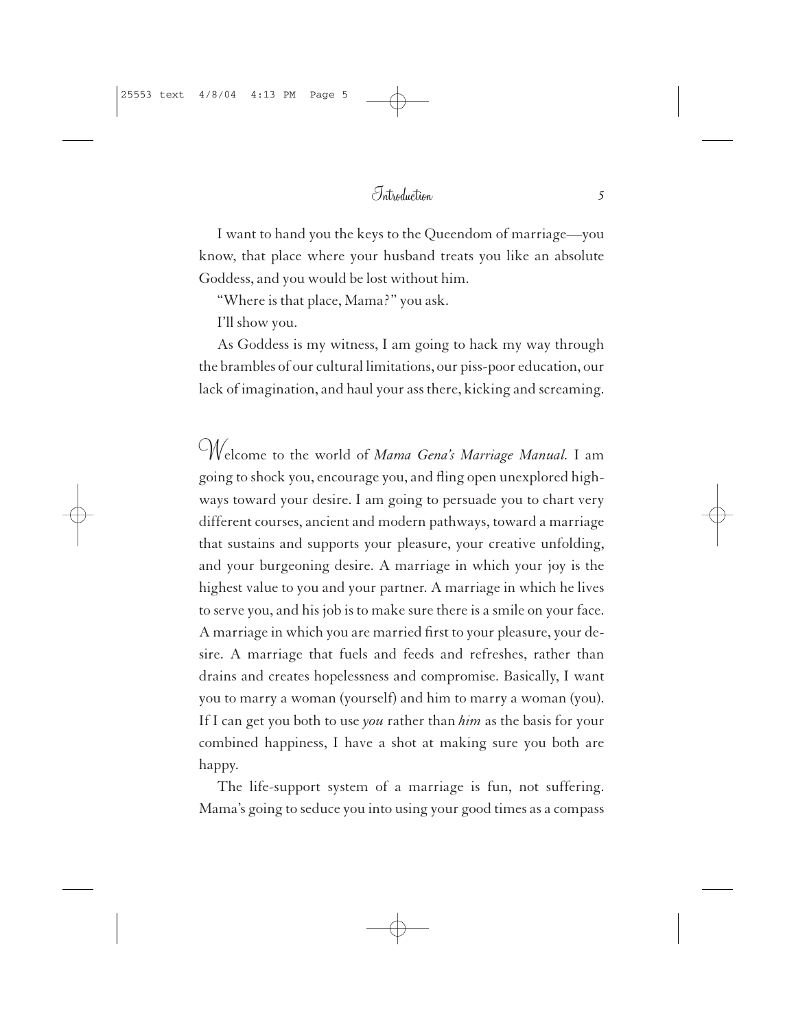I want to hand you the keys to the Queendom of marriage—you know, that place where your husband treats you like an absolute Goddess, and you would be lost without him.

"Where is that place, Mama?" you ask.

I'll show you.

As Goddess is my witness, I am going to hack my way through the brambles of our cultural limitations, our piss-poor education, our lack of imagination, and haul your ass there, kicking and screaming.

Welcome to the world of *Mama Gena's Marriage Manual.* I am going to shock you, encourage you, and fling open unexplored highways toward your desire. I am going to persuade you to chart very different courses, ancient and modern pathways, toward a marriage that sustains and supports your pleasure, your creative unfolding, and your burgeoning desire. A marriage in which your joy is the highest value to you and your partner. A marriage in which he lives to serve you, and his job is to make sure there is a smile on your face. A marriage in which you are married first to your pleasure, your desire. A marriage that fuels and feeds and refreshes, rather than drains and creates hopelessness and compromise. Basically, I want you to marry a woman (yourself) and him to marry a woman (you). If I can get you both to use *you* rather than *him* as the basis for your combined happiness, I have a shot at making sure you both are happy.

The life-support system of a marriage is fun, not suffering. Mama's going to seduce you into using your good times as a compass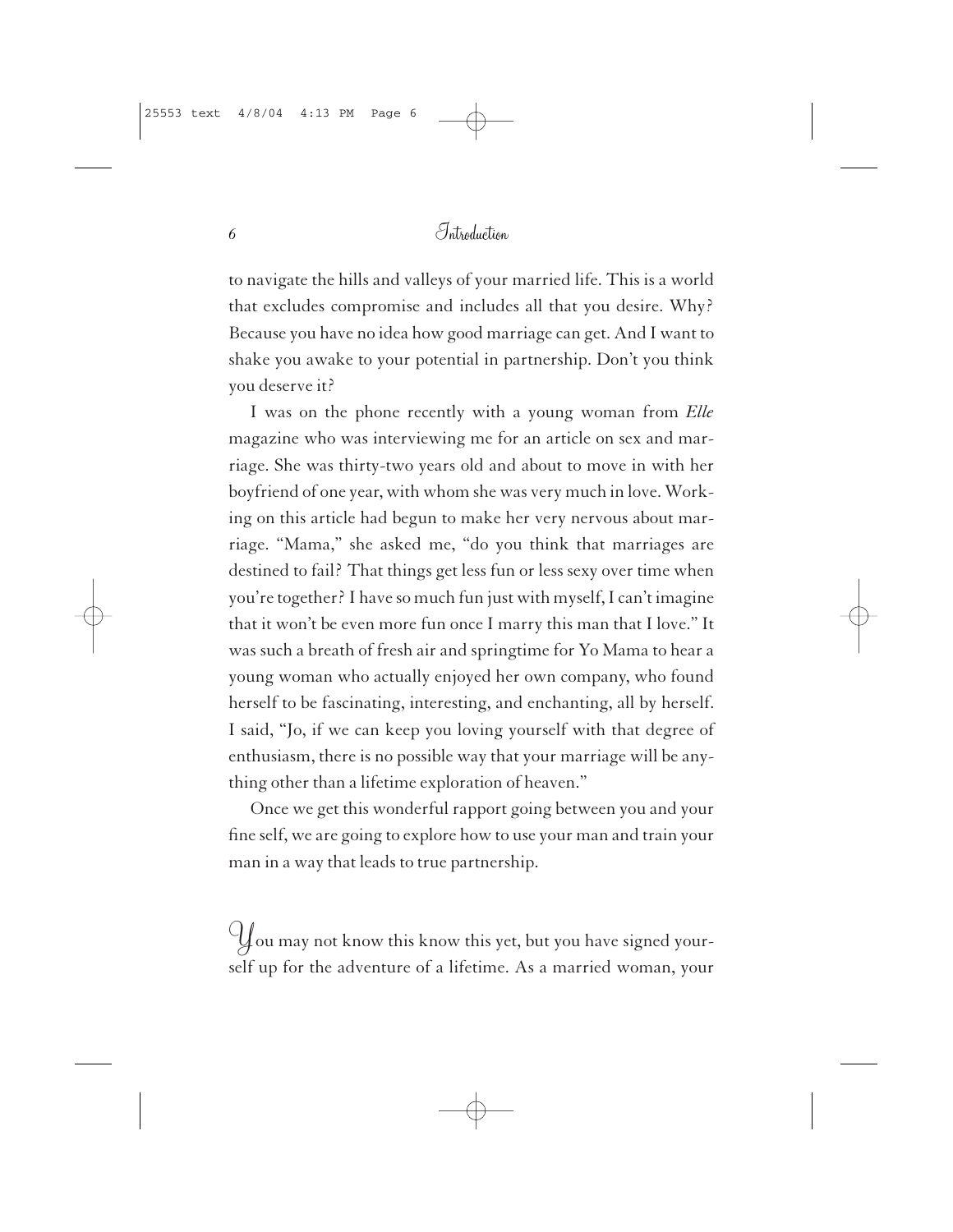to navigate the hills and valleys of your married life. This is a world that excludes compromise and includes all that you desire. Why? Because you have no idea how good marriage can get. And I want to shake you awake to your potential in partnership. Don't you think you deserve it?

I was on the phone recently with a young woman from *Elle* magazine who was interviewing me for an article on sex and marriage. She was thirty-two years old and about to move in with her boyfriend of one year, with whom she was very much in love. Working on this article had begun to make her very nervous about marriage. "Mama," she asked me, "do you think that marriages are destined to fail? That things get less fun or less sexy over time when you're together? I have so much fun just with myself, I can't imagine that it won't be even more fun once I marry this man that I love." It was such a breath of fresh air and springtime for Yo Mama to hear a young woman who actually enjoyed her own company, who found herself to be fascinating, interesting, and enchanting, all by herself. I said, "Jo, if we can keep you loving yourself with that degree of enthusiasm, there is no possible way that your marriage will be anything other than a lifetime exploration of heaven."

Once we get this wonderful rapport going between you and your fine self, we are going to explore how to use your man and train your man in a way that leads to true partnership.

You may not know this know this yet, but you have signed yourself up for the adventure of a lifetime. As a married woman, your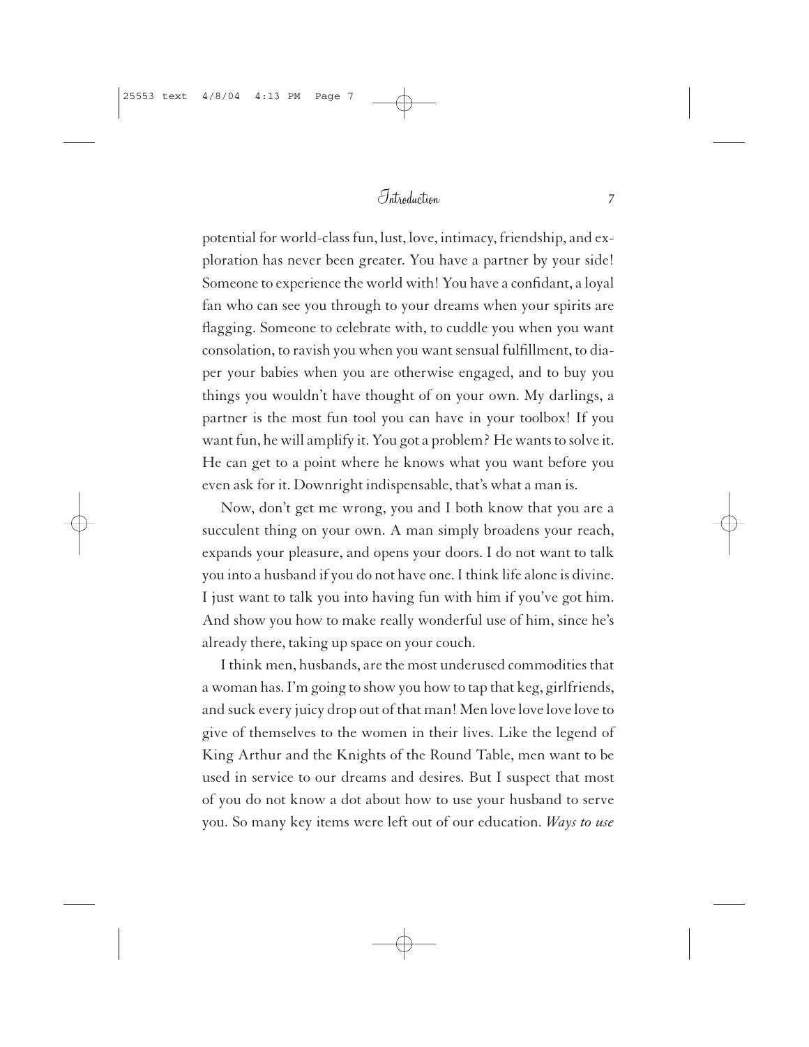potential for world-class fun, lust, love, intimacy, friendship, and exploration has never been greater. You have a partner by your side! Someone to experience the world with! You have a confidant, a loyal fan who can see you through to your dreams when your spirits are flagging. Someone to celebrate with, to cuddle you when you want consolation, to ravish you when you want sensual fulfillment, to diaper your babies when you are otherwise engaged, and to buy you things you wouldn't have thought of on your own. My darlings, a partner is the most fun tool you can have in your toolbox! If you want fun, he will amplify it. You got a problem? He wants to solve it. He can get to a point where he knows what you want before you even ask for it. Downright indispensable, that's what a man is.

Now, don't get me wrong, you and I both know that you are a succulent thing on your own. A man simply broadens your reach, expands your pleasure, and opens your doors. I do not want to talk you into a husband if you do not have one. I think life alone is divine. I just want to talk you into having fun with him if you've got him. And show you how to make really wonderful use of him, since he's already there, taking up space on your couch.

I think men, husbands, are the most underused commodities that a woman has. I'm going to show you how to tap that keg, girlfriends, and suck every juicy drop out of that man! Men love love love love to give of themselves to the women in their lives. Like the legend of King Arthur and the Knights of the Round Table, men want to be used in service to our dreams and desires. But I suspect that most of you do not know a dot about how to use your husband to serve you. So many key items were left out of our education. *Ways to use*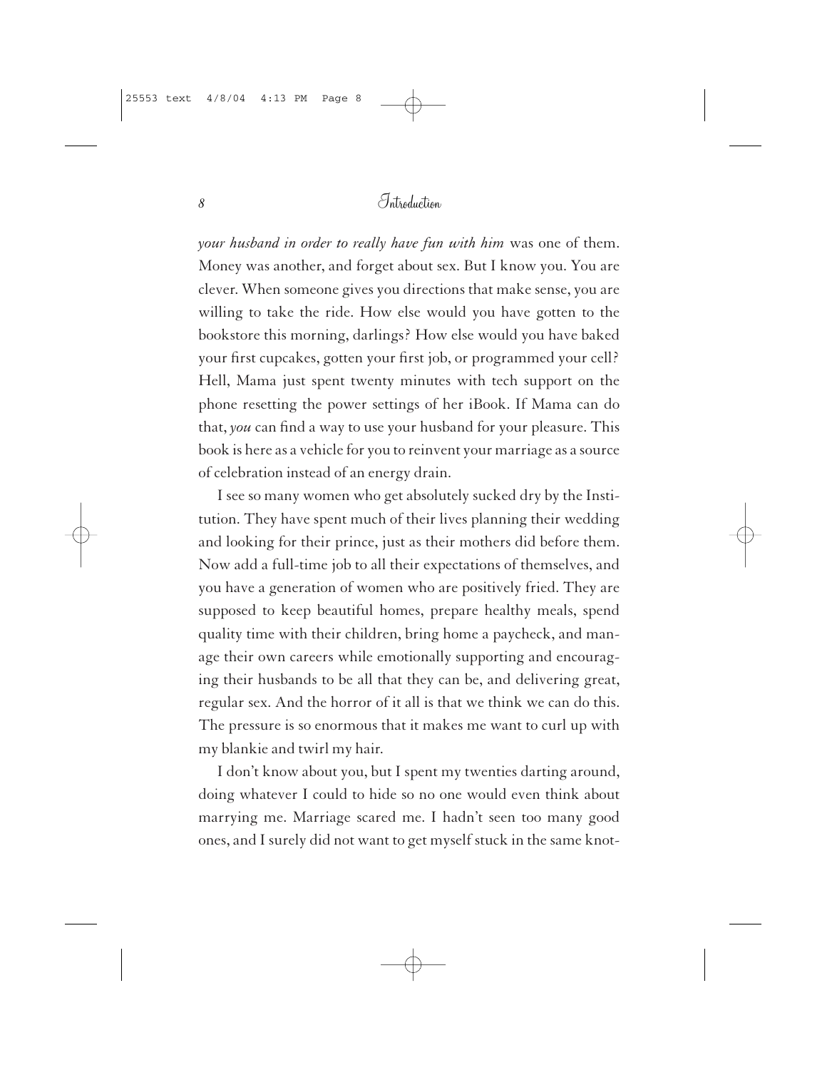*your husband in order to really have fun with him* was one of them. Money was another, and forget about sex. But I know you. You are clever. When someone gives you directions that make sense, you are willing to take the ride. How else would you have gotten to the bookstore this morning, darlings? How else would you have baked your first cupcakes, gotten your first job, or programmed your cell? Hell, Mama just spent twenty minutes with tech support on the phone resetting the power settings of her iBook. If Mama can do that, *you* can find a way to use your husband for your pleasure. This book is here as a vehicle for you to reinvent your marriage as a source of celebration instead of an energy drain.

I see so many women who get absolutely sucked dry by the Institution. They have spent much of their lives planning their wedding and looking for their prince, just as their mothers did before them. Now add a full-time job to all their expectations of themselves, and you have a generation of women who are positively fried. They are supposed to keep beautiful homes, prepare healthy meals, spend quality time with their children, bring home a paycheck, and manage their own careers while emotionally supporting and encouraging their husbands to be all that they can be, and delivering great, regular sex. And the horror of it all is that we think we can do this. The pressure is so enormous that it makes me want to curl up with my blankie and twirl my hair.

I don't know about you, but I spent my twenties darting around, doing whatever I could to hide so no one would even think about marrying me. Marriage scared me. I hadn't seen too many good ones, and I surely did not want to get myself stuck in the same knot-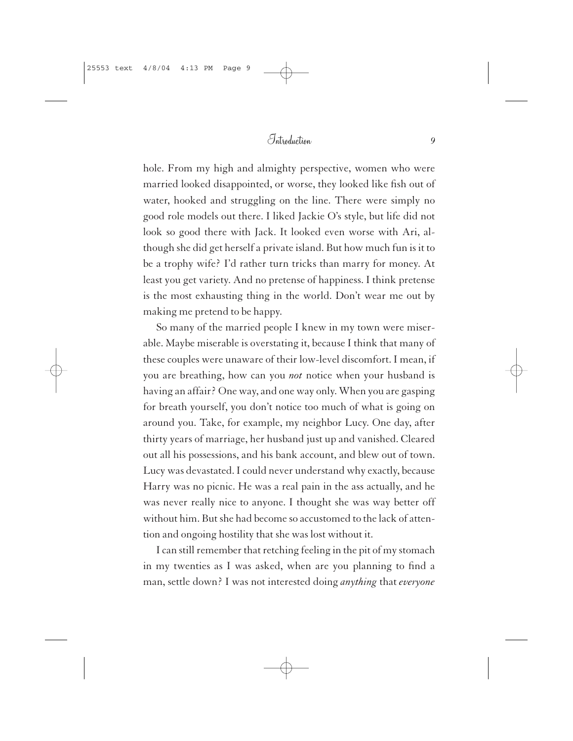hole. From my high and almighty perspective, women who were married looked disappointed, or worse, they looked like fish out of water, hooked and struggling on the line. There were simply no good role models out there. I liked Jackie O's style, but life did not look so good there with Jack. It looked even worse with Ari, although she did get herself a private island. But how much fun is it to be a trophy wife? I'd rather turn tricks than marry for money. At least you get variety. And no pretense of happiness. I think pretense is the most exhausting thing in the world. Don't wear me out by making me pretend to be happy.

So many of the married people I knew in my town were miserable. Maybe miserable is overstating it, because I think that many of these couples were unaware of their low-level discomfort. I mean, if you are breathing, how can you *not* notice when your husband is having an affair? One way, and one way only. When you are gasping for breath yourself, you don't notice too much of what is going on around you. Take, for example, my neighbor Lucy. One day, after thirty years of marriage, her husband just up and vanished. Cleared out all his possessions, and his bank account, and blew out of town. Lucy was devastated. I could never understand why exactly, because Harry was no picnic. He was a real pain in the ass actually, and he was never really nice to anyone. I thought she was way better off without him. But she had become so accustomed to the lack of attention and ongoing hostility that she was lost without it.

I can still remember that retching feeling in the pit of my stomach in my twenties as I was asked, when are you planning to find a man, settle down? I was not interested doing *anything* that *everyone*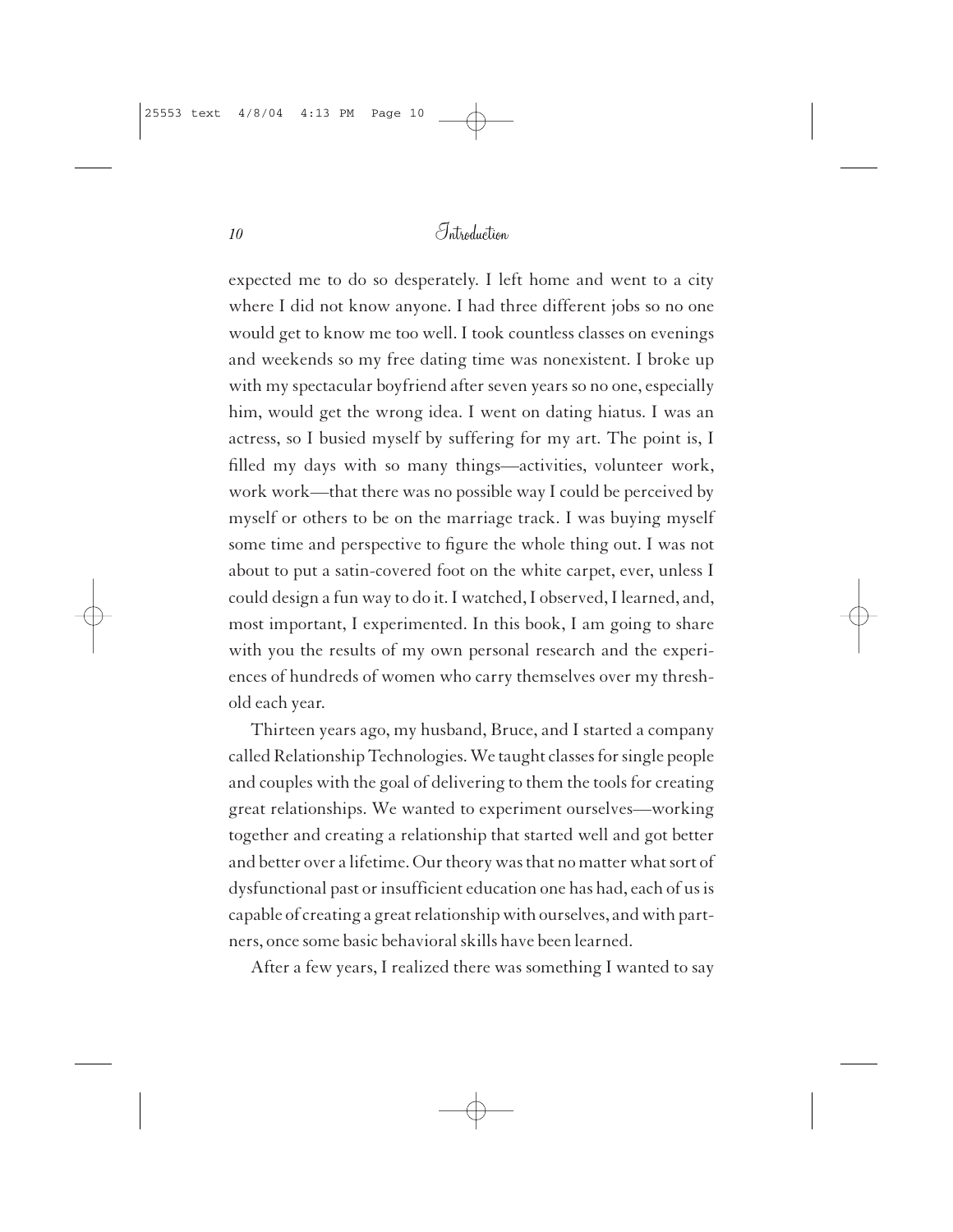expected me to do so desperately. I left home and went to a city where I did not know anyone. I had three different jobs so no one would get to know me too well. I took countless classes on evenings and weekends so my free dating time was nonexistent. I broke up with my spectacular boyfriend after seven years so no one, especially him, would get the wrong idea. I went on dating hiatus. I was an actress, so I busied myself by suffering for my art. The point is, I filled my days with so many things—activities, volunteer work, work work—that there was no possible way I could be perceived by myself or others to be on the marriage track. I was buying myself some time and perspective to figure the whole thing out. I was not about to put a satin-covered foot on the white carpet, ever, unless I could design a fun way to do it. I watched, I observed, I learned, and, most important, I experimented. In this book, I am going to share with you the results of my own personal research and the experiences of hundreds of women who carry themselves over my threshold each year.

Thirteen years ago, my husband, Bruce, and I started a company called Relationship Technologies. We taught classes for single people and couples with the goal of delivering to them the tools for creating great relationships. We wanted to experiment ourselves—working together and creating a relationship that started well and got better and better over a lifetime. Our theory was that no matter what sort of dysfunctional past or insufficient education one has had, each of us is capable of creating a great relationship with ourselves, and with partners, once some basic behavioral skills have been learned.

After a few years, I realized there was something I wanted to say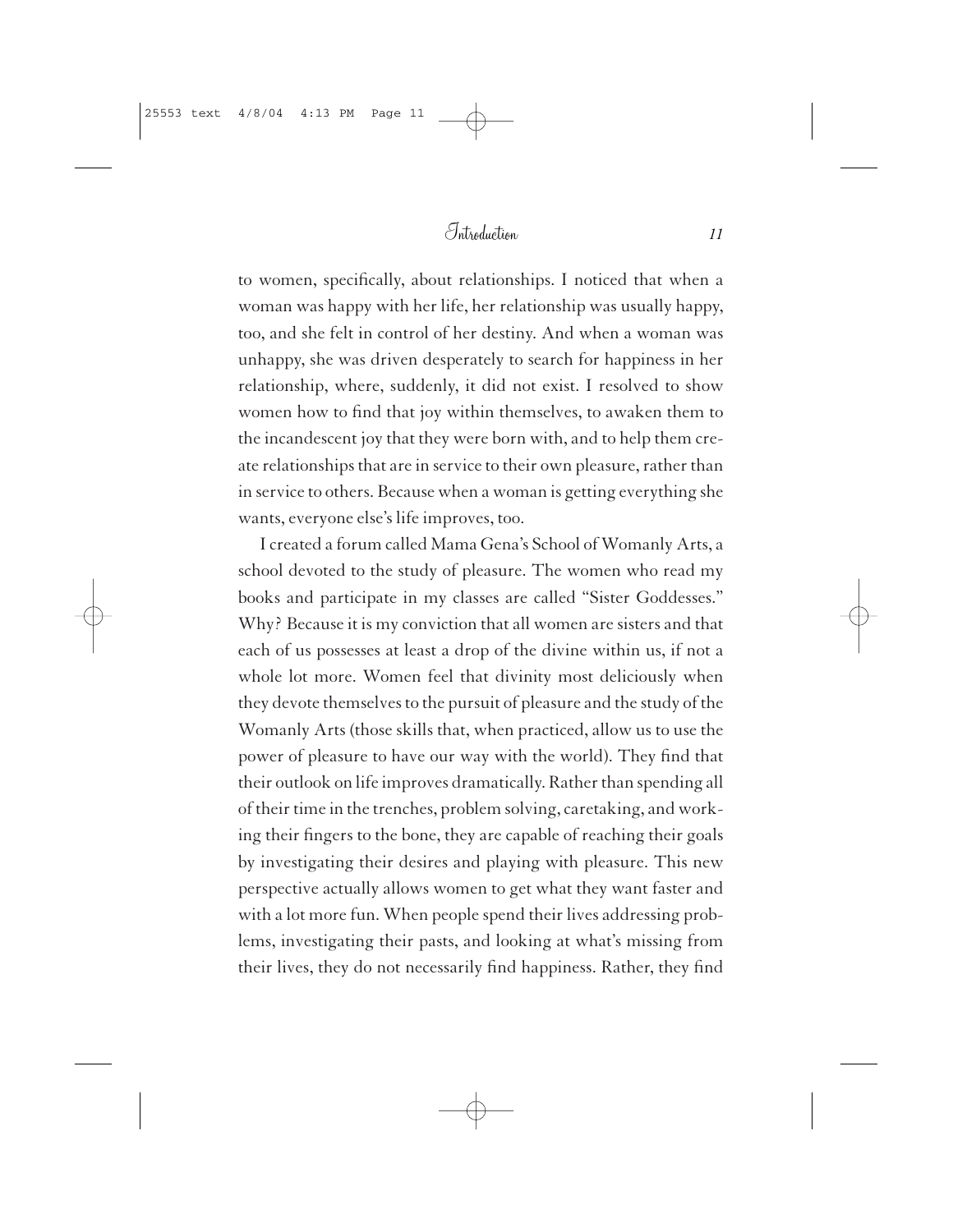to women, specifically, about relationships. I noticed that when a woman was happy with her life, her relationship was usually happy, too, and she felt in control of her destiny. And when a woman was unhappy, she was driven desperately to search for happiness in her relationship, where, suddenly, it did not exist. I resolved to show women how to find that joy within themselves, to awaken them to the incandescent joy that they were born with, and to help them create relationships that are in service to their own pleasure, rather than in service to others. Because when a woman is getting everything she wants, everyone else's life improves, too.

I created a forum called Mama Gena's School of Womanly Arts, a school devoted to the study of pleasure. The women who read my books and participate in my classes are called "Sister Goddesses." Why? Because it is my conviction that all women are sisters and that each of us possesses at least a drop of the divine within us, if not a whole lot more. Women feel that divinity most deliciously when they devote themselves to the pursuit of pleasure and the study of the Womanly Arts (those skills that, when practiced, allow us to use the power of pleasure to have our way with the world). They find that their outlook on life improves dramatically. Rather than spending all of their time in the trenches, problem solving, caretaking, and working their fingers to the bone, they are capable of reaching their goals by investigating their desires and playing with pleasure. This new perspective actually allows women to get what they want faster and with a lot more fun. When people spend their lives addressing problems, investigating their pasts, and looking at what's missing from their lives, they do not necessarily find happiness. Rather, they find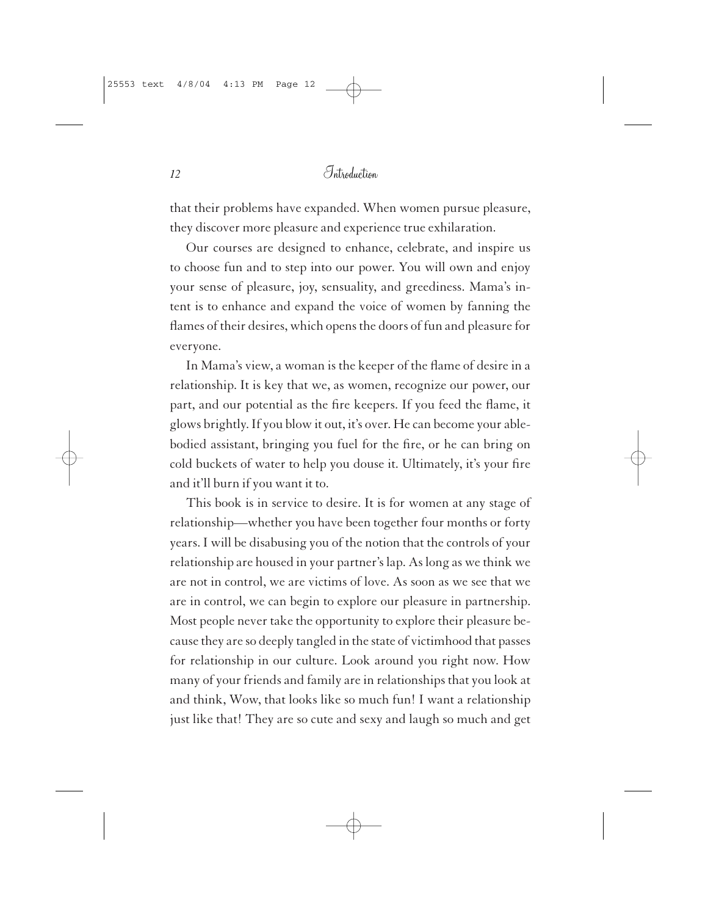that their problems have expanded. When women pursue pleasure, they discover more pleasure and experience true exhilaration.

Our courses are designed to enhance, celebrate, and inspire us to choose fun and to step into our power. You will own and enjoy your sense of pleasure, joy, sensuality, and greediness. Mama's intent is to enhance and expand the voice of women by fanning the flames of their desires, which opens the doors of fun and pleasure for everyone.

In Mama's view, a woman is the keeper of the flame of desire in a relationship. It is key that we, as women, recognize our power, our part, and our potential as the fire keepers. If you feed the flame, it glows brightly. If you blow it out, it's over. He can become your able-bodied assistant, bringing you fuel for the fire, or he can bring on cold buckets of water to help you douse it. Ultimately, it's your fire and it'll burn if you want it to.

This book is in service to desire. It is for women at any stage of relationship—whether you have been together four months or forty years. I will be disabusing you of the notion that the controls of your relationship are housed in your partner's lap. As long as we think we are not in control, we are victims of love. As soon as we see that we are in control, we can begin to explore our pleasure in partnership. Most people never take the opportunity to explore their pleasure because they are so deeply tangled in the state of victimhood that passes for relationship in our culture. Look around you right now. How many of your friends and family are in relationships that you look at and think, Wow, that looks like so much fun! I want a relationship just like that! They are so cute and sexy and laugh so much and get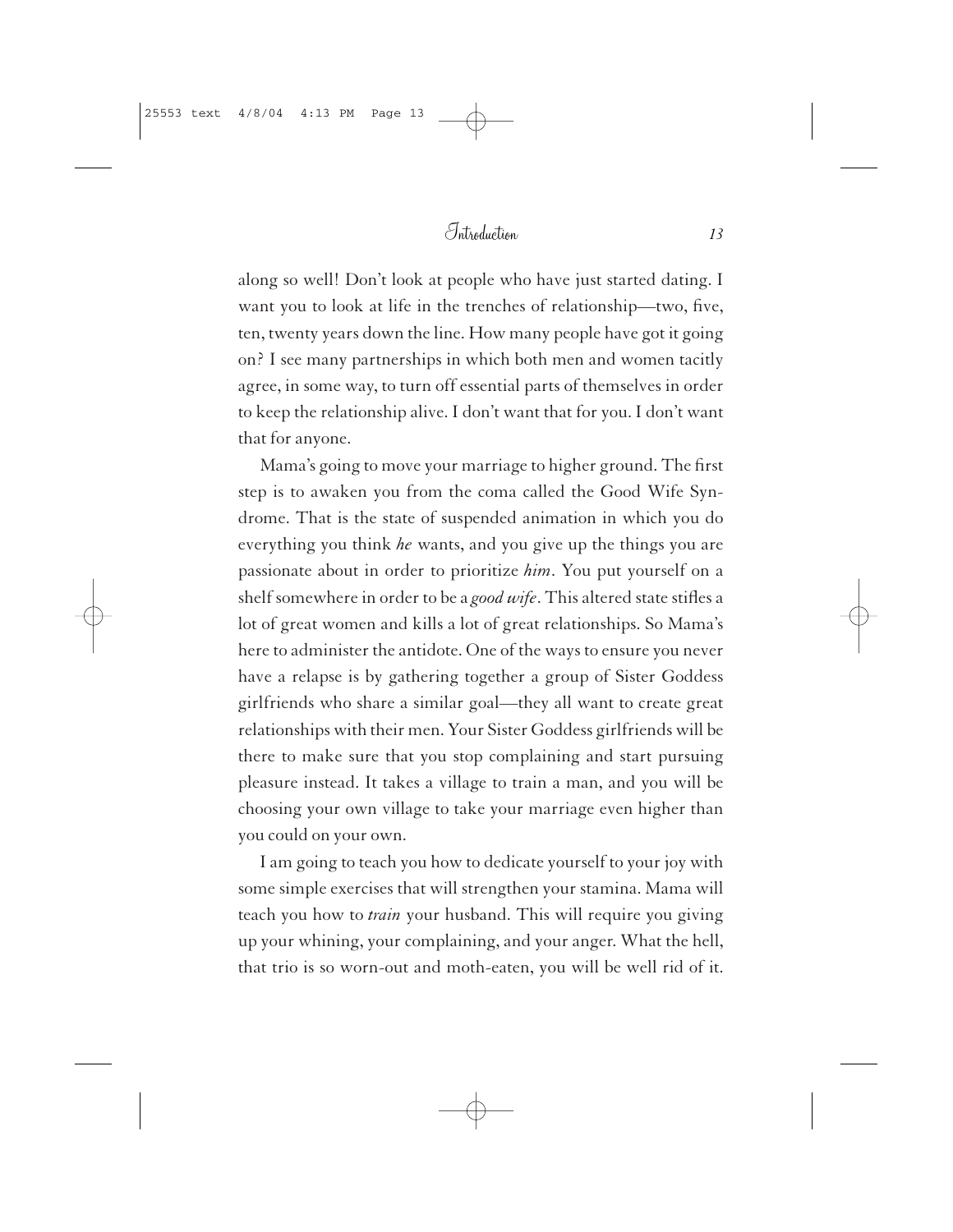along so well! Don't look at people who have just started dating. I want you to look at life in the trenches of relationship—two, five, ten, twenty years down the line. How many people have got it going on? I see many partnerships in which both men and women tacitly agree, in some way, to turn off essential parts of themselves in order to keep the relationship alive. I don't want that for you. I don't want that for anyone.

Mama's going to move your marriage to higher ground. The first step is to awaken you from the coma called the Good Wife Syndrome. That is the state of suspended animation in which you do everything you think *he* wants, and you give up the things you are passionate about in order to prioritize *him*. You put yourself on a shelf somewhere in order to be a *good wife*. This altered state stifles a lot of great women and kills a lot of great relationships. So Mama's here to administer the antidote. One of the ways to ensure you never have a relapse is by gathering together a group of Sister Goddess girlfriends who share a similar goal—they all want to create great relationships with their men. Your Sister Goddess girlfriends will be there to make sure that you stop complaining and start pursuing pleasure instead. It takes a village to train a man, and you will be choosing your own village to take your marriage even higher than you could on your own.

I am going to teach you how to dedicate yourself to your joy with some simple exercises that will strengthen your stamina. Mama will teach you how to *train* your husband. This will require you giving up your whining, your complaining, and your anger. What the hell, that trio is so worn-out and moth-eaten, you will be well rid of it.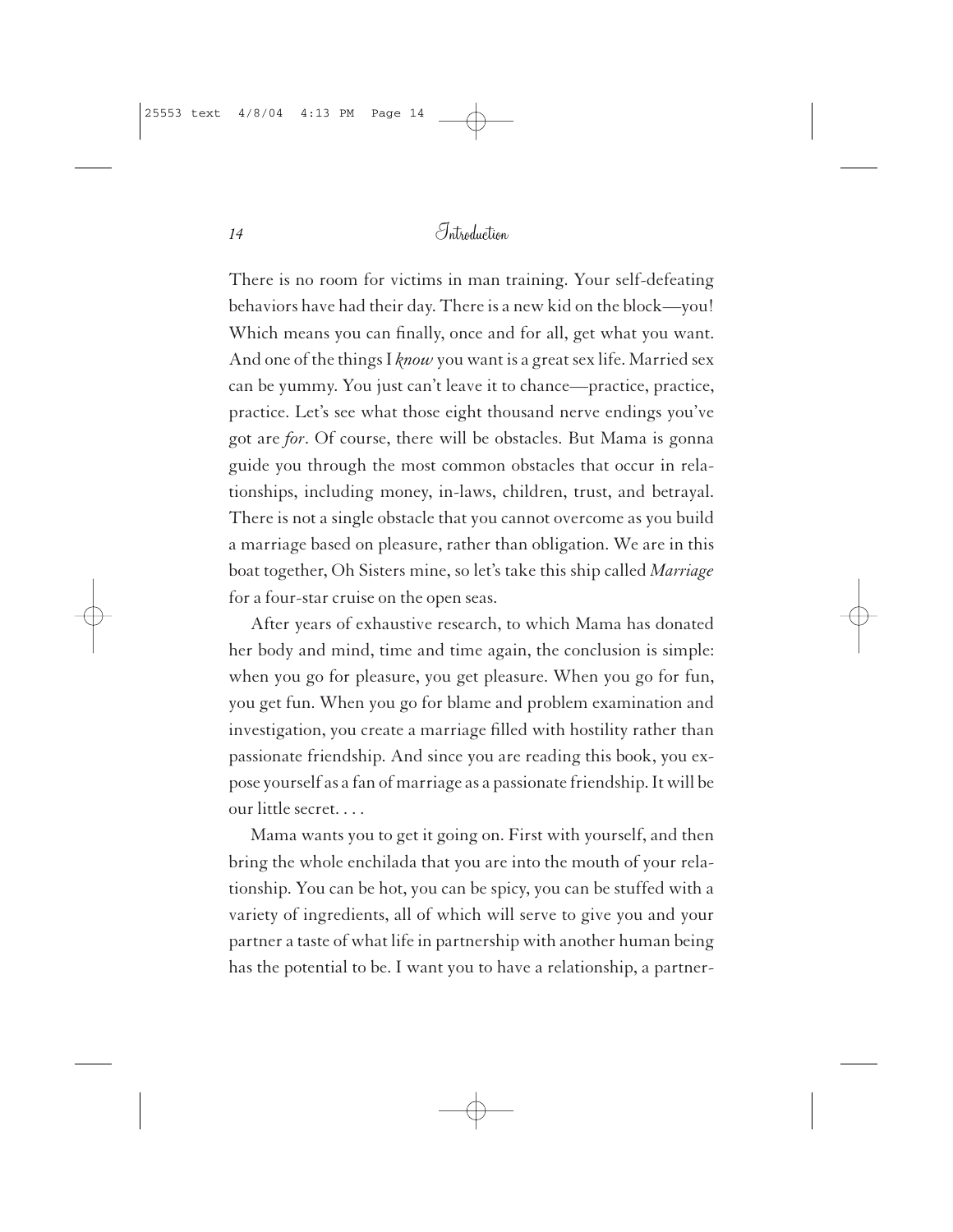There is no room for victims in man training. Your self-defeating behaviors have had their day. There is a new kid on the block—you! Which means you can finally, once and for all, get what you want. And one of the things I *know* you want is a great sex life. Married sex can be yummy. You just can't leave it to chance—practice, practice, practice. Let's see what those eight thousand nerve endings you've got are *for*. Of course, there will be obstacles. But Mama is gonna guide you through the most common obstacles that occur in relationships, including money, in-laws, children, trust, and betrayal. There is not a single obstacle that you cannot overcome as you build a marriage based on pleasure, rather than obligation. We are in this boat together, Oh Sisters mine, so let's take this ship called *Marriage* for a four-star cruise on the open seas.

After years of exhaustive research, to which Mama has donated her body and mind, time and time again, the conclusion is simple: when you go for pleasure, you get pleasure. When you go for fun, you get fun. When you go for blame and problem examination and investigation, you create a marriage filled with hostility rather than passionate friendship. And since you are reading this book, you expose yourself as a fan of marriage as a passionate friendship. It will be our little secret. . . .

Mama wants you to get it going on. First with yourself, and then bring the whole enchilada that you are into the mouth of your relationship. You can be hot, you can be spicy, you can be stuffed with a variety of ingredients, all of which will serve to give you and your partner a taste of what life in partnership with another human being has the potential to be. I want you to have a relationship, a partner-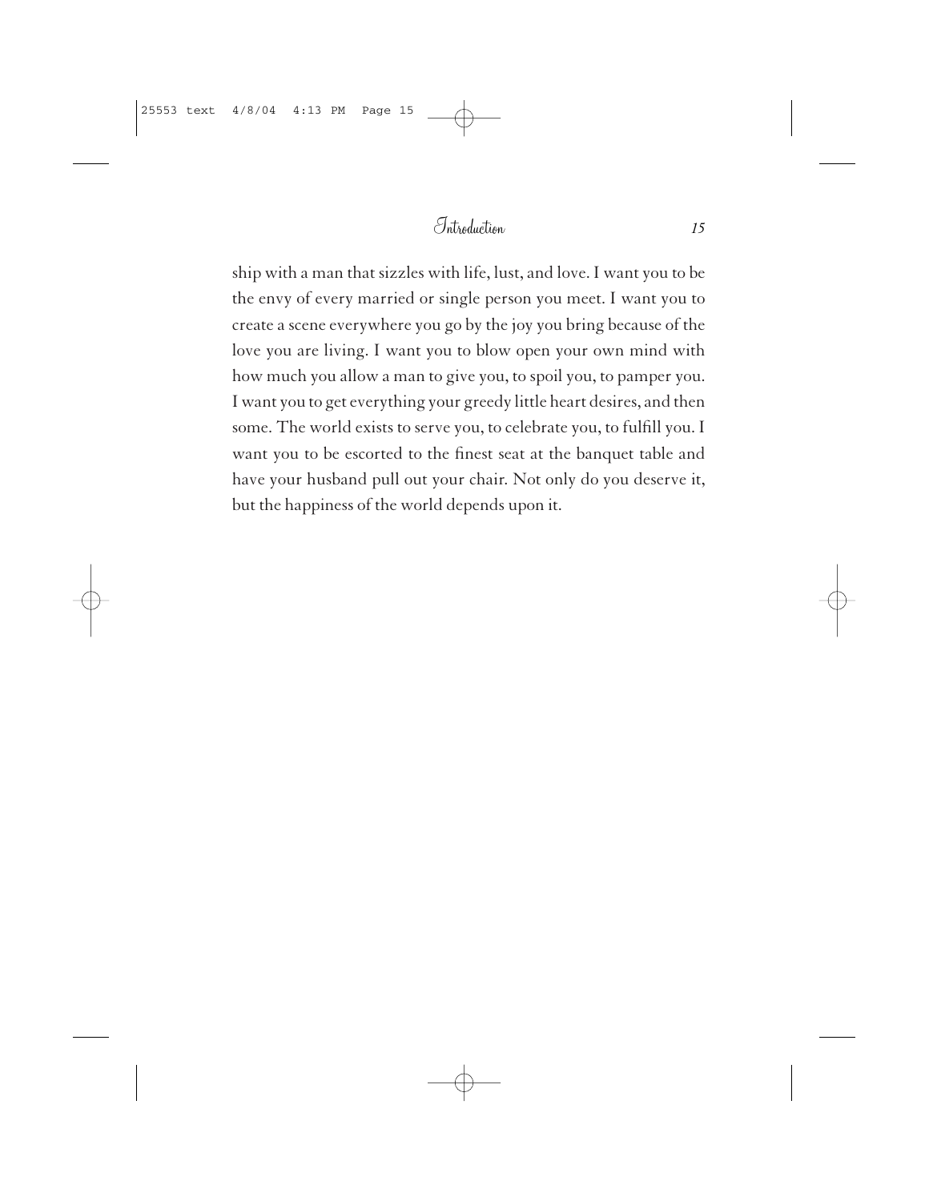ship with a man that sizzles with life, lust, and love. I want you to be the envy of every married or single person you meet. I want you to create a scene everywhere you go by the joy you bring because of the love you are living. I want you to blow open your own mind with how much you allow a man to give you, to spoil you, to pamper you. I want you to get everything your greedy little heart desires, and then some. The world exists to serve you, to celebrate you, to fulfill you. I want you to be escorted to the finest seat at the banquet table and have your husband pull out your chair. Not only do you deserve it, but the happiness of the world depends upon it.